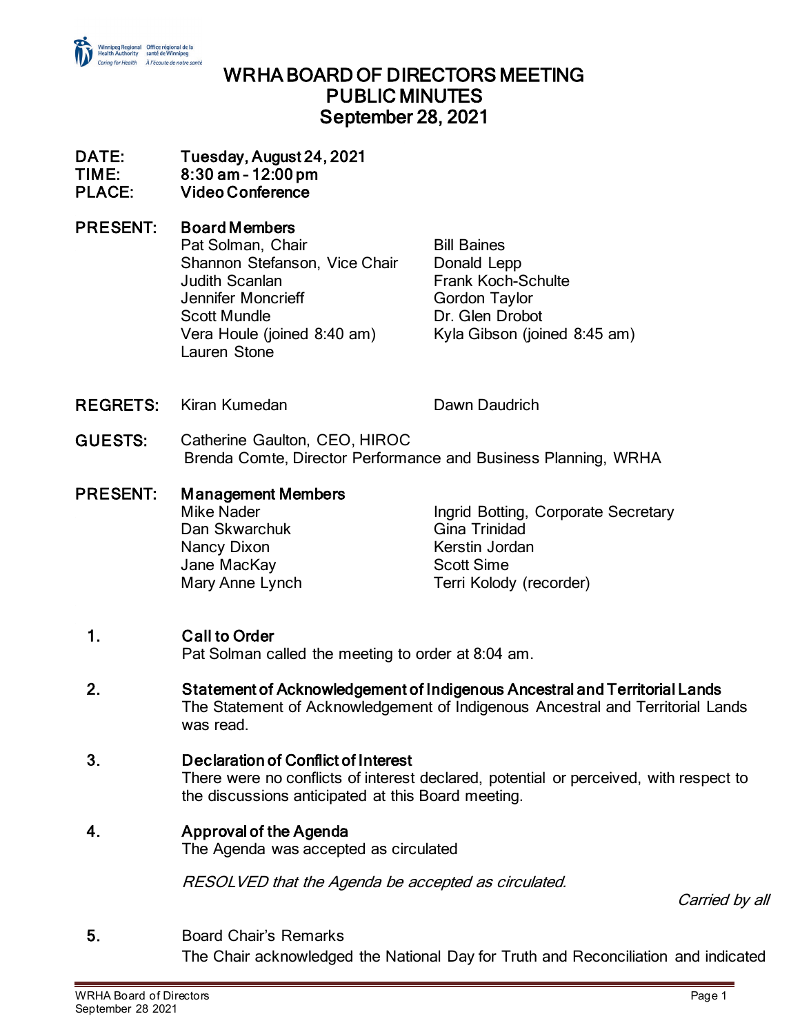# WRHA BOARD OF DIRECTORS MEETING
## PUBLIC MINUTES
## September 28, 2021

**DATE:** Tuesday, August 24, 2021
**TIME:** 8:30 am – 12:00 pm
**PLACE:** Video Conference

**PRESENT: Board Members**

Pat Solman, Chair
Shannon Stefanson, Vice Chair
Judith Scanlan
Jennifer Moncrieff
Scott Mundle
Vera Houle (joined 8:40 am)
Lauren Stone
Bill Baines
Donald Lepp
Frank Koch-Schulte
Gordon Taylor
Dr. Glen Drobot
Kyla Gibson (joined 8:45 am)

**REGRETS:** Kiran Kumedan, Dawn Daudrich

**GUESTS:** Catherine Gaulton, CEO, HIROC
Brenda Comte, Director Performance and Business Planning, WRHA

**PRESENT: Management Members**

Mike Nader
Dan Skwarchuk
Nancy Dixon
Jane MacKay
Mary Anne Lynch
Ingrid Botting, Corporate Secretary
Gina Trinidad
Kerstin Jordan
Scott Sime
Terri Kolody (recorder)

1. **Call to Order**
   Pat Solman called the meeting to order at 8:04 am.

2. **Statement of Acknowledgement of Indigenous Ancestral and Territorial Lands**
   The Statement of Acknowledgement of Indigenous Ancestral and Territorial Lands was read.

3. **Declaration of Conflict of Interest**
   There were no conflicts of interest declared, potential or perceived, with respect to the discussions anticipated at this Board meeting.

4. **Approval of the Agenda**
   The Agenda was accepted as circulated

   *RESOLVED that the Agenda be accepted as circulated.*

   *Carried by all*

5. Board Chair's Remarks
   The Chair acknowledged the National Day for Truth and Reconciliation and indicated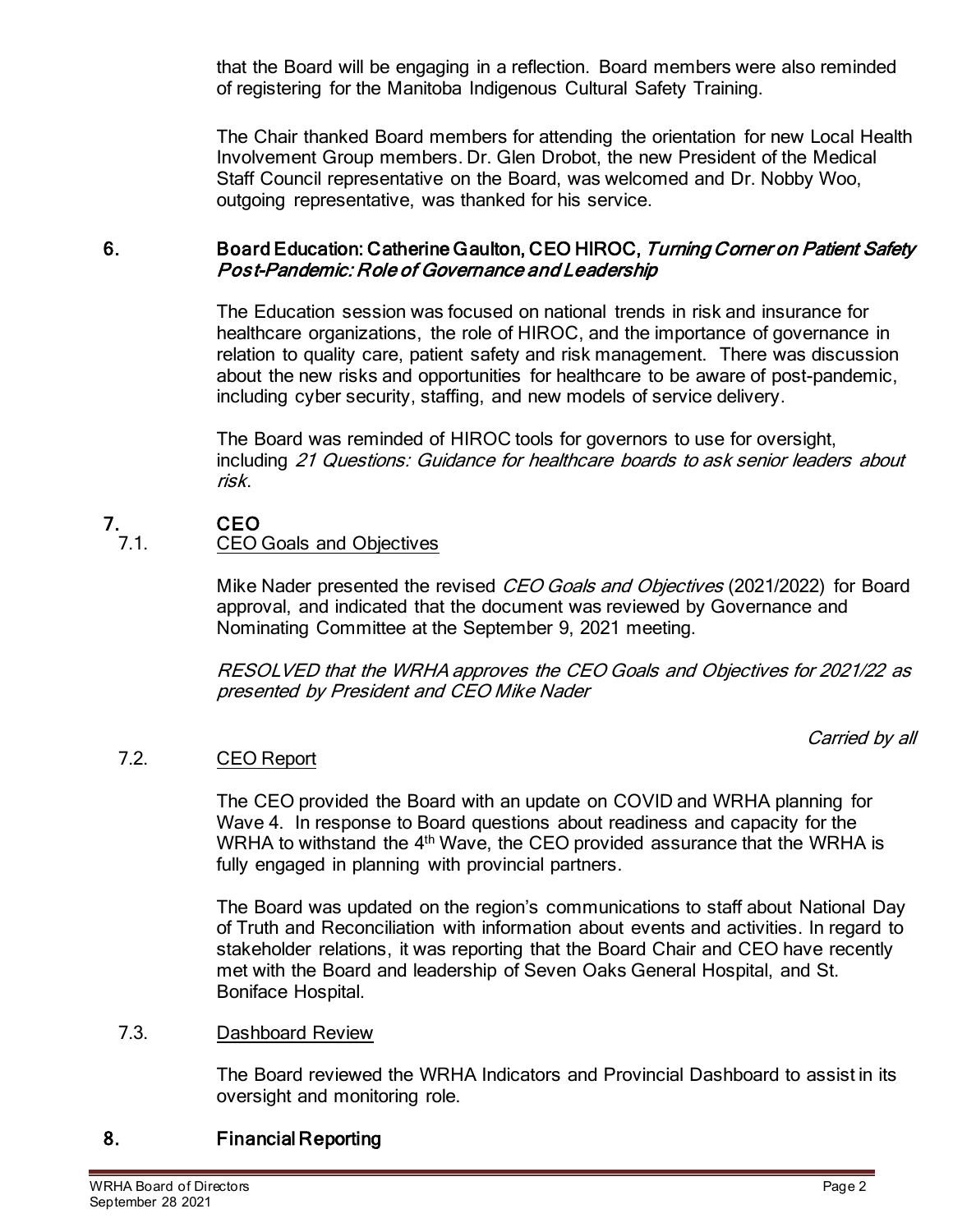that the Board will be engaging in a reflection. Board members were also reminded of registering for the Manitoba Indigenous Cultural Safety Training.

The Chair thanked Board members for attending the orientation for new Local Health Involvement Group members. Dr. Glen Drobot, the new President of the Medical Staff Council representative on the Board, was welcomed and Dr. Nobby Woo, outgoing representative, was thanked for his service.

## 6. Board Education: Catherine Gaulton, CEO HIROC, *Turning Corner on Patient Safety Post-Pandemic: Role of Governance and Leadership*

The Education session was focused on national trends in risk and insurance for healthcare organizations, the role of HIROC, and the importance of governance in relation to quality care, patient safety and risk management. There was discussion about the new risks and opportunities for healthcare to be aware of post-pandemic, including cyber security, staffing, and new models of service delivery.

The Board was reminded of HIROC tools for governors to use for oversight, including *21 Questions: Guidance for healthcare boards to ask senior leaders about risk*.

## 7. CEO

### 7.1. CEO Goals and Objectives

Mike Nader presented the revised *CEO Goals and Objectives* (2021/2022) for Board approval, and indicated that the document was reviewed by Governance and Nominating Committee at the September 9, 2021 meeting.

*RESOLVED that the WRHA approves the CEO Goals and Objectives for 2021/22 as presented by President and CEO Mike Nader*

*Carried by all*

### 7.2. CEO Report

The CEO provided the Board with an update on COVID and WRHA planning for Wave 4. In response to Board questions about readiness and capacity for the WRHA to withstand the 4th Wave, the CEO provided assurance that the WRHA is fully engaged in planning with provincial partners.

The Board was updated on the region's communications to staff about National Day of Truth and Reconciliation with information about events and activities. In regard to stakeholder relations, it was reporting that the Board Chair and CEO have recently met with the Board and leadership of Seven Oaks General Hospital, and St. Boniface Hospital.

### 7.3. Dashboard Review

The Board reviewed the WRHA Indicators and Provincial Dashboard to assist in its oversight and monitoring role.

## 8. Financial Reporting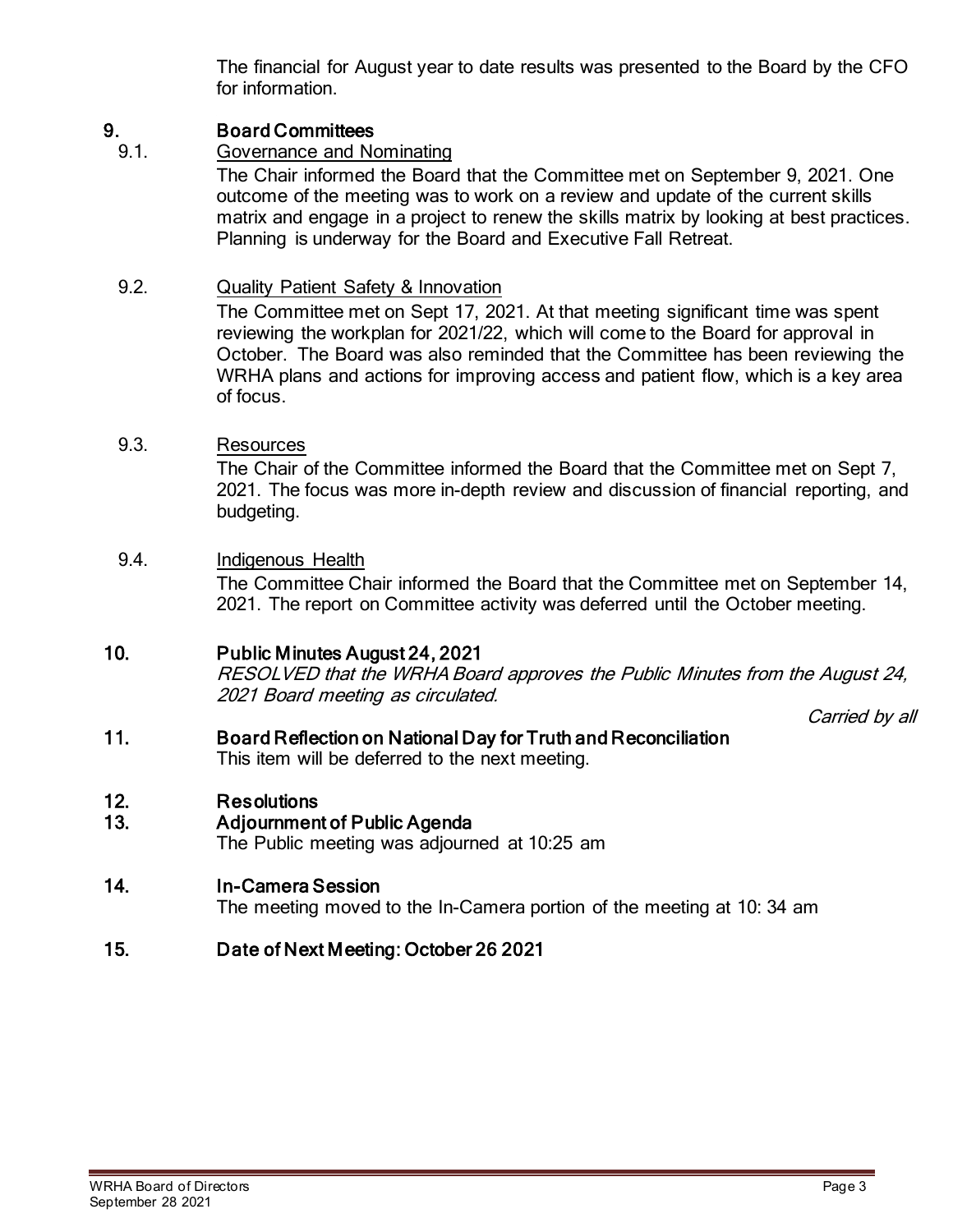The financial for August year to date results was presented to the Board by the CFO for information.

## 9. Board Committees

### 9.1. Governance and Nominating

The Chair informed the Board that the Committee met on September 9, 2021. One outcome of the meeting was to work on a review and update of the current skills matrix and engage in a project to renew the skills matrix by looking at best practices. Planning is underway for the Board and Executive Fall Retreat.

### 9.2. Quality Patient Safety & Innovation

The Committee met on Sept 17, 2021. At that meeting significant time was spent reviewing the workplan for 2021/22, which will come to the Board for approval in October. The Board was also reminded that the Committee has been reviewing the WRHA plans and actions for improving access and patient flow, which is a key area of focus.

### 9.3. Resources

The Chair of the Committee informed the Board that the Committee met on Sept 7, 2021. The focus was more in-depth review and discussion of financial reporting, and budgeting.

### 9.4. Indigenous Health

The Committee Chair informed the Board that the Committee met on September 14, 2021. The report on Committee activity was deferred until the October meeting.

## 10. Public Minutes August 24, 2021

*RESOLVED that the WRHA Board approves the Public Minutes from the August 24, 2021 Board meeting as circulated.*

*Carried by all*

## 11. Board Reflection on National Day for Truth and Reconciliation

This item will be deferred to the next meeting.

## 12. Resolutions

## 13. Adjournment of Public Agenda

The Public meeting was adjourned at 10:25 am

## 14. In-Camera Session

The meeting moved to the In-Camera portion of the meeting at 10: 34 am

## 15. Date of Next Meeting: October 26 2021